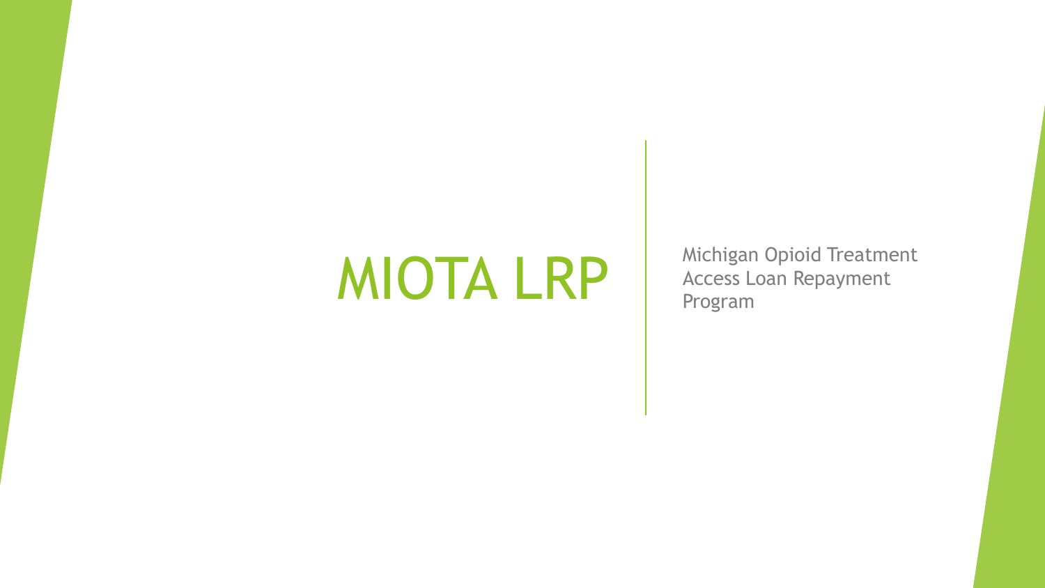# MIOTA LRP

Michigan Opioid Treatment Access Loan Repayment Program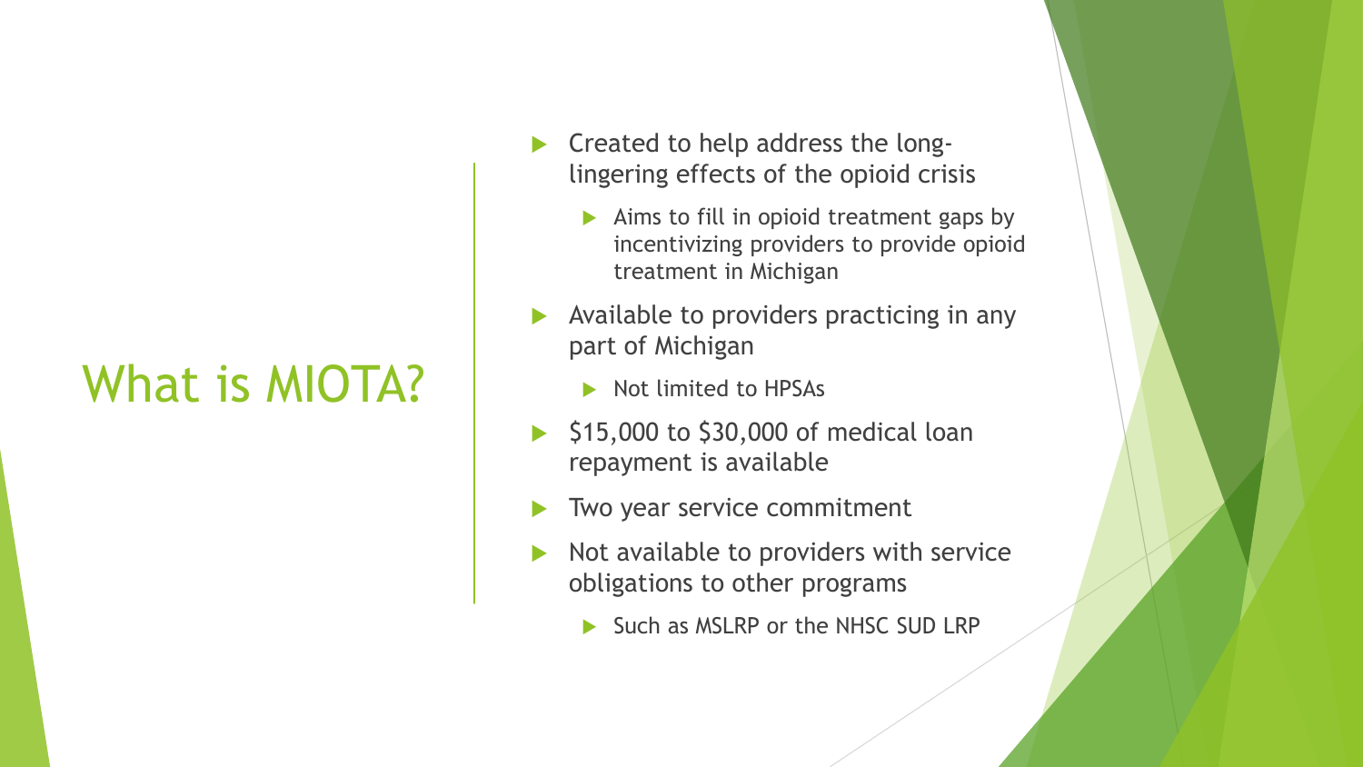# What is MIOTA?

- Created to help address the long-lingering effects of the opioid crisis
  - Aims to fill in opioid treatment gaps by incentivizing providers to provide opioid treatment in Michigan
- Available to providers practicing in any part of Michigan
  - Not limited to HPSAs
- $15,000 to $30,000 of medical loan repayment is available
- Two year service commitment
- Not available to providers with service obligations to other programs
  - Such as MSLRP or the NHSC SUD LRP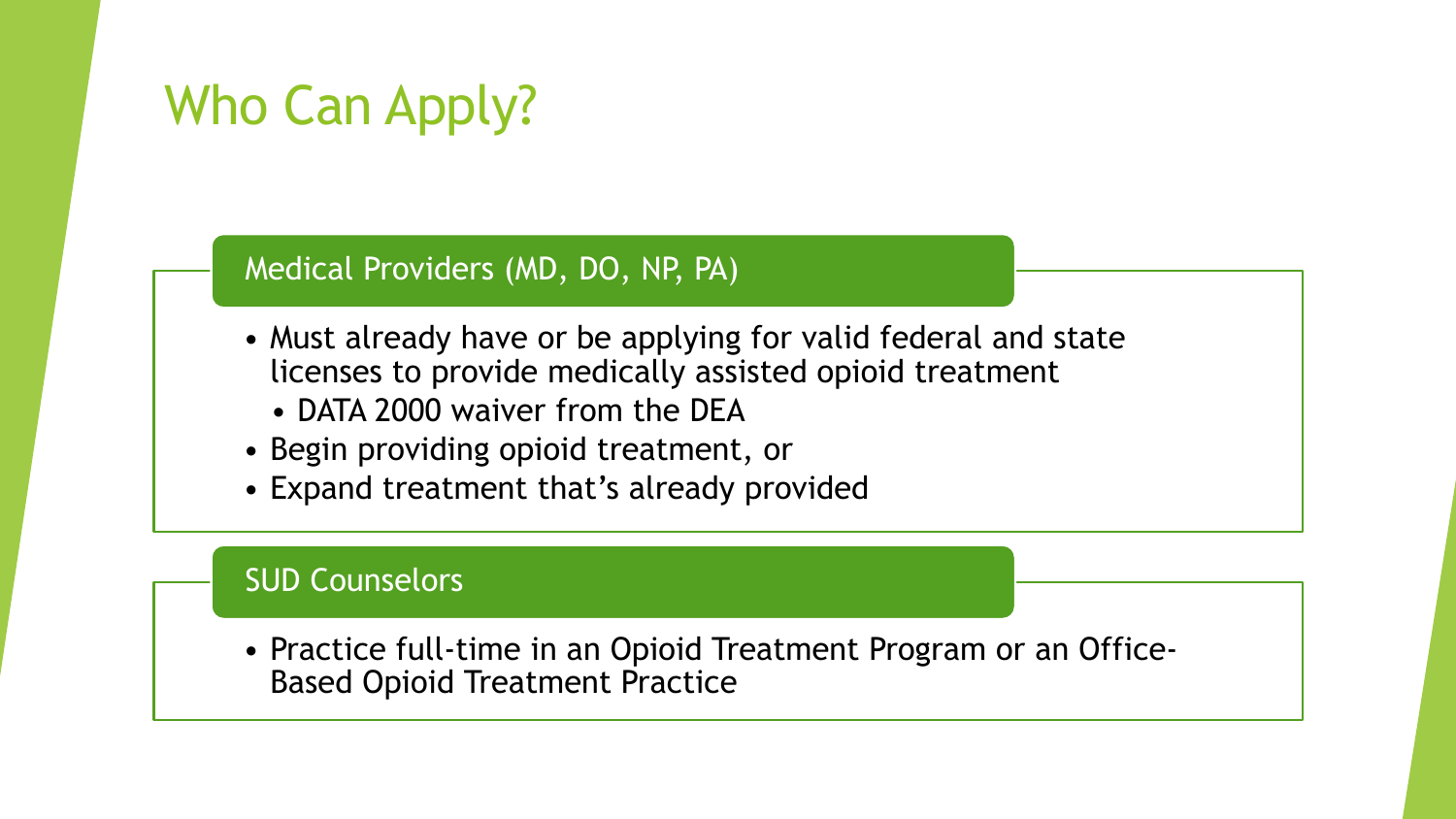# Who Can Apply?

## Medical Providers (MD, DO, NP, PA)

- Must already have or be applying for valid federal and state licenses to provide medically assisted opioid treatment
  - DATA 2000 waiver from the DEA
- Begin providing opioid treatment, or
- Expand treatment that's already provided

## SUD Counselors

- Practice full-time in an Opioid Treatment Program or an Office-Based Opioid Treatment Practice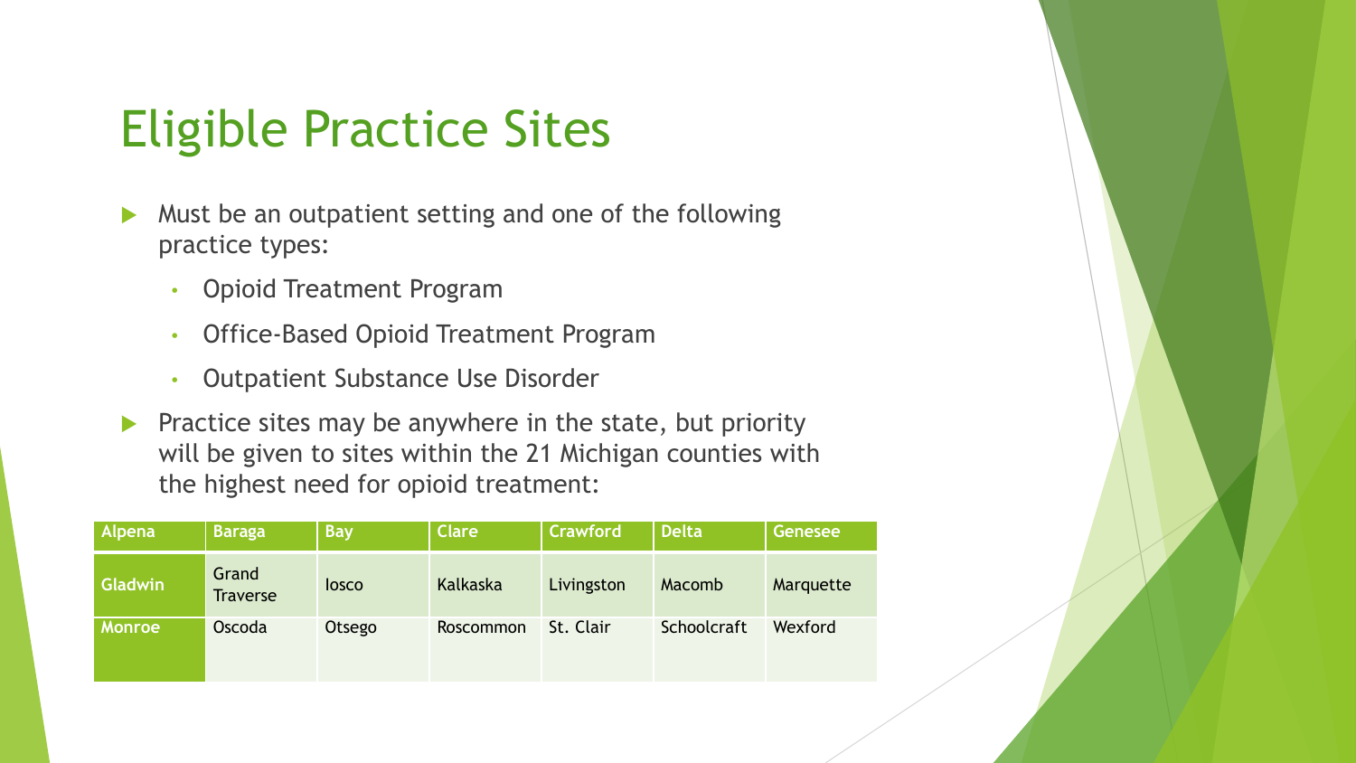# Eligible Practice Sites

- Must be an outpatient setting and one of the following practice types:
  - Opioid Treatment Program
  - Office-Based Opioid Treatment Program
  - Outpatient Substance Use Disorder
- Practice sites may be anywhere in the state, but priority will be given to sites within the 21 Michigan counties with the highest need for opioid treatment:

| Alpena | Baraga | Bay | Clare | Crawford | Delta | Genesee |
|---|---|---|---|---|---|---|
| Gladwin | Grand Traverse | Iosco | Kalkaska | Livingston | Macomb | Marquette |
| Monroe | Oscoda | Otsego | Roscommon | St. Clair | Schoolcraft | Wexford |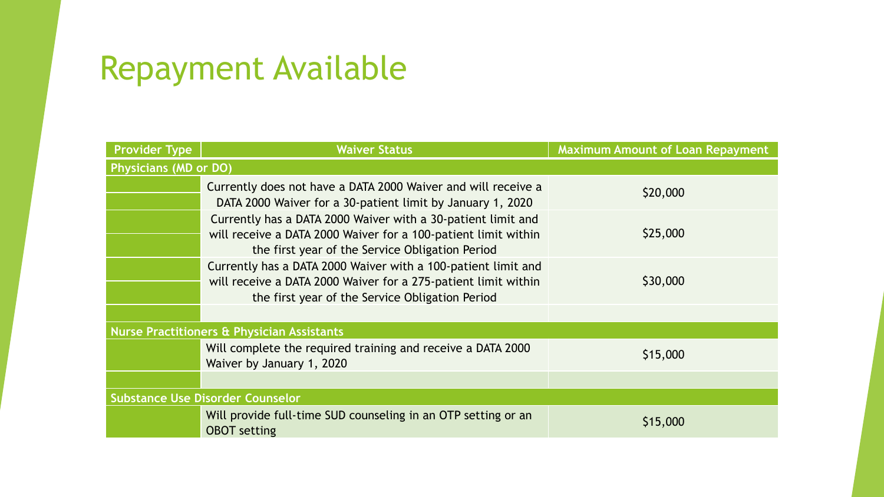# Repayment Available

| Provider Type | Waiver Status | Maximum Amount of Loan Repayment |
|---|---|---|
| **Physicians (MD or DO)** | | |
| | Currently does not have a DATA 2000 Waiver and will receive a DATA 2000 Waiver for a 30-patient limit by January 1, 2020 | $20,000 |
| | Currently has a DATA 2000 Waiver with a 30-patient limit and will receive a DATA 2000 Waiver for a 100-patient limit within the first year of the Service Obligation Period | $25,000 |
| | Currently has a DATA 2000 Waiver with a 100-patient limit and will receive a DATA 2000 Waiver for a 275-patient limit within the first year of the Service Obligation Period | $30,000 |
| | | |
| **Nurse Practitioners & Physician Assistants** | | |
| | Will complete the required training and receive a DATA 2000 Waiver by January 1, 2020 | $15,000 |
| | | |
| **Substance Use Disorder Counselor** | | |
| | Will provide full-time SUD counseling in an OTP setting or an OBOT setting | $15,000 |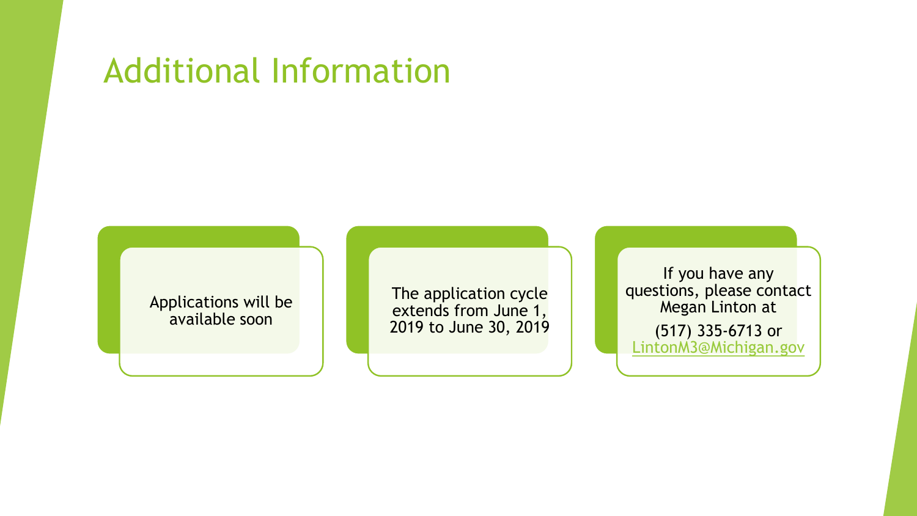# Additional Information

Applications will be available soon

The application cycle extends from June 1, 2019 to June 30, 2019

If you have any questions, please contact Megan Linton at

(517) 335-6713 or LintonM3@Michigan.gov